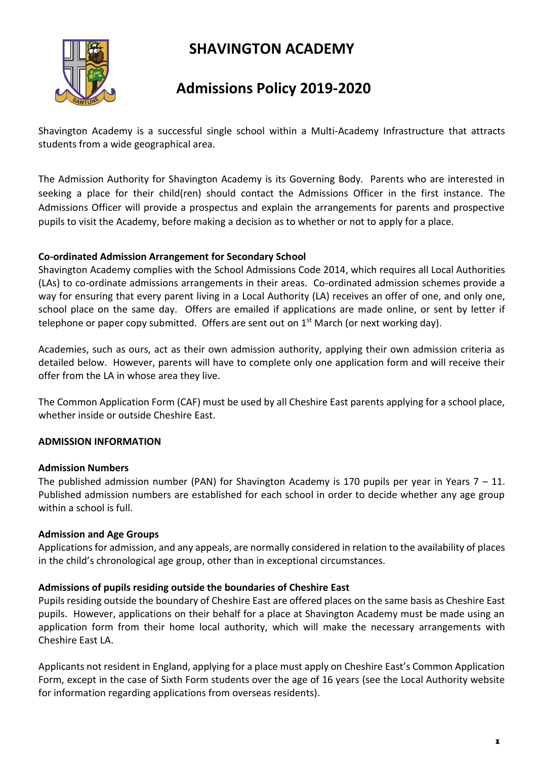# SHAVINGTON ACADEMY

# Admissions Policy 2019-2020

Shavington Academy is a successful single school within a Multi-Academy Infrastructure that attracts students from a wide geographical area.

The Admission Authority for Shavington Academy is its Governing Body. Parents who are interested in seeking a place for their child(ren) should contact the Admissions Officer in the first instance. The Admissions Officer will provide a prospectus and explain the arrangements for parents and prospective pupils to visit the Academy, before making a decision as to whether or not to apply for a place.

**Co-ordinated Admission Arrangement for Secondary School**

Shavington Academy complies with the School Admissions Code 2014, which requires all Local Authorities (LAs) to co-ordinate admissions arrangements in their areas. Co-ordinated admission schemes provide a way for ensuring that every parent living in a Local Authority (LA) receives an offer of one, and only one, school place on the same day. Offers are emailed if applications are made online, or sent by letter if telephone or paper copy submitted. Offers are sent out on 1st March (or next working day).

Academies, such as ours, act as their own admission authority, applying their own admission criteria as detailed below. However, parents will have to complete only one application form and will receive their offer from the LA in whose area they live.

The Common Application Form (CAF) must be used by all Cheshire East parents applying for a school place, whether inside or outside Cheshire East.

## ADMISSION INFORMATION

**Admission Numbers**

The published admission number (PAN) for Shavington Academy is 170 pupils per year in Years 7 – 11. Published admission numbers are established for each school in order to decide whether any age group within a school is full.

**Admission and Age Groups**

Applications for admission, and any appeals, are normally considered in relation to the availability of places in the child's chronological age group, other than in exceptional circumstances.

**Admissions of pupils residing outside the boundaries of Cheshire East**

Pupils residing outside the boundary of Cheshire East are offered places on the same basis as Cheshire East pupils. However, applications on their behalf for a place at Shavington Academy must be made using an application form from their home local authority, which will make the necessary arrangements with Cheshire East LA.

Applicants not resident in England, applying for a place must apply on Cheshire East's Common Application Form, except in the case of Sixth Form students over the age of 16 years (see the Local Authority website for information regarding applications from overseas residents).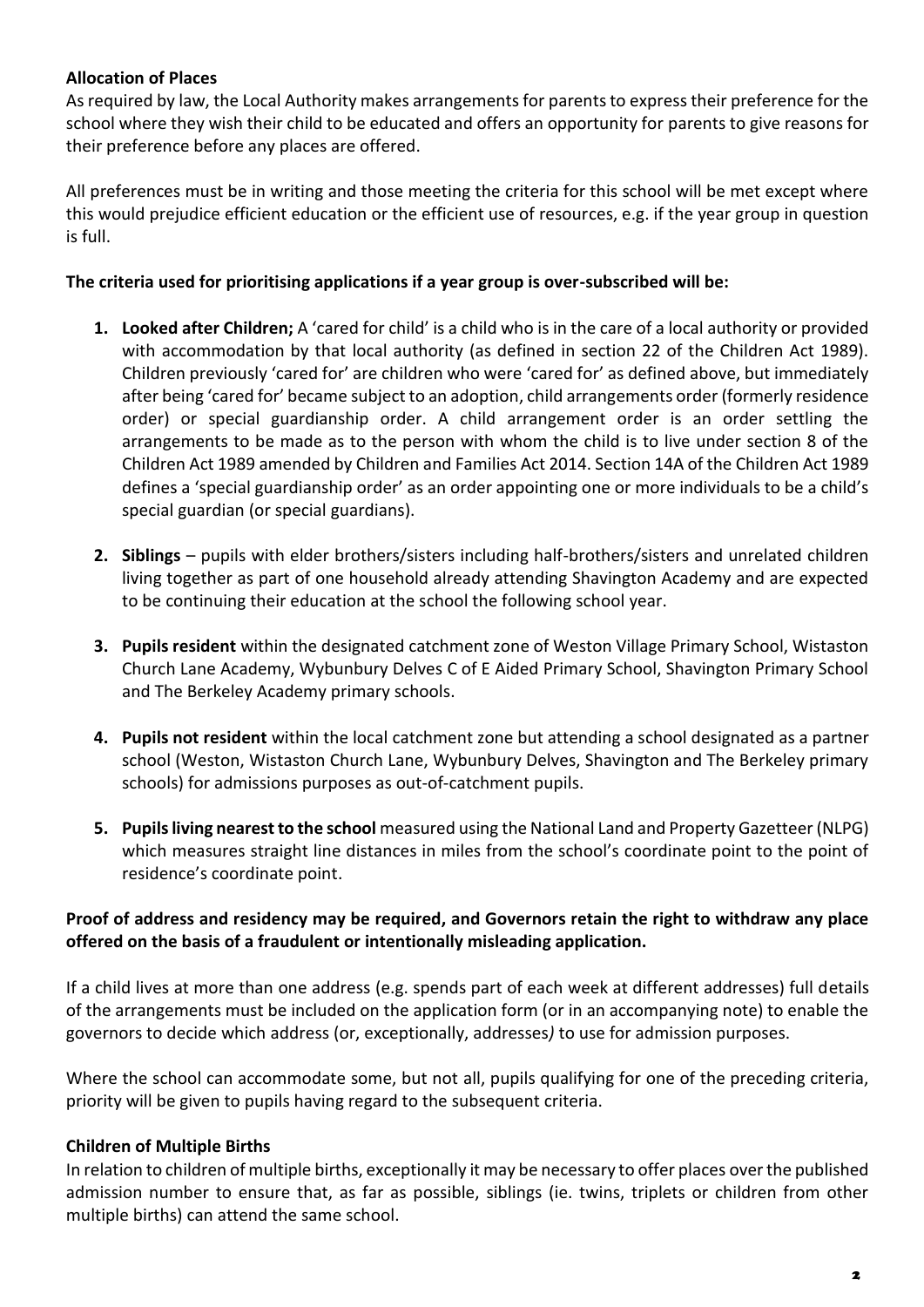**Allocation of Places**

As required by law, the Local Authority makes arrangements for parents to express their preference for the school where they wish their child to be educated and offers an opportunity for parents to give reasons for their preference before any places are offered.

All preferences must be in writing and those meeting the criteria for this school will be met except where this would prejudice efficient education or the efficient use of resources, e.g. if the year group in question is full.

**The criteria used for prioritising applications if a year group is over-subscribed will be:**

1. **Looked after Children;** A 'cared for child' is a child who is in the care of a local authority or provided with accommodation by that local authority (as defined in section 22 of the Children Act 1989). Children previously 'cared for' are children who were 'cared for' as defined above, but immediately after being 'cared for' became subject to an adoption, child arrangements order (formerly residence order) or special guardianship order. A child arrangement order is an order settling the arrangements to be made as to the person with whom the child is to live under section 8 of the Children Act 1989 amended by Children and Families Act 2014. Section 14A of the Children Act 1989 defines a 'special guardianship order' as an order appointing one or more individuals to be a child's special guardian (or special guardians).

2. **Siblings** – pupils with elder brothers/sisters including half-brothers/sisters and unrelated children living together as part of one household already attending Shavington Academy and are expected to be continuing their education at the school the following school year.

3. **Pupils resident** within the designated catchment zone of Weston Village Primary School, Wistaston Church Lane Academy, Wybunbury Delves C of E Aided Primary School, Shavington Primary School and The Berkeley Academy primary schools.

4. **Pupils not resident** within the local catchment zone but attending a school designated as a partner school (Weston, Wistaston Church Lane, Wybunbury Delves, Shavington and The Berkeley primary schools) for admissions purposes as out-of-catchment pupils.

5. **Pupils living nearest to the school** measured using the National Land and Property Gazetteer (NLPG) which measures straight line distances in miles from the school's coordinate point to the point of residence's coordinate point.

**Proof of address and residency may be required, and Governors retain the right to withdraw any place offered on the basis of a fraudulent or intentionally misleading application.**

If a child lives at more than one address (e.g. spends part of each week at different addresses) full details of the arrangements must be included on the application form (or in an accompanying note) to enable the governors to decide which address (or, exceptionally, addresses*)* to use for admission purposes.

Where the school can accommodate some, but not all, pupils qualifying for one of the preceding criteria, priority will be given to pupils having regard to the subsequent criteria.

**Children of Multiple Births**

In relation to children of multiple births, exceptionally it may be necessary to offer places over the published admission number to ensure that, as far as possible, siblings (ie. twins, triplets or children from other multiple births) can attend the same school.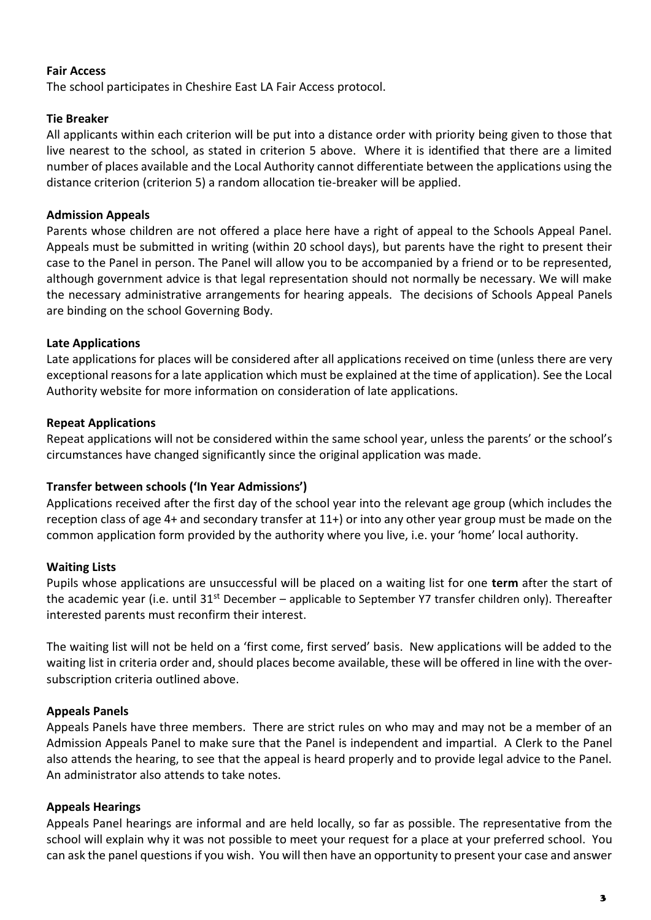**Fair Access**

The school participates in Cheshire East LA Fair Access protocol.

**Tie Breaker**

All applicants within each criterion will be put into a distance order with priority being given to those that live nearest to the school, as stated in criterion 5 above. Where it is identified that there are a limited number of places available and the Local Authority cannot differentiate between the applications using the distance criterion (criterion 5) a random allocation tie-breaker will be applied.

**Admission Appeals**

Parents whose children are not offered a place here have a right of appeal to the Schools Appeal Panel. Appeals must be submitted in writing (within 20 school days), but parents have the right to present their case to the Panel in person. The Panel will allow you to be accompanied by a friend or to be represented, although government advice is that legal representation should not normally be necessary. We will make the necessary administrative arrangements for hearing appeals. The decisions of Schools Appeal Panels are binding on the school Governing Body.

**Late Applications**

Late applications for places will be considered after all applications received on time (unless there are very exceptional reasons for a late application which must be explained at the time of application). See the Local Authority website for more information on consideration of late applications.

**Repeat Applications**

Repeat applications will not be considered within the same school year, unless the parents' or the school's circumstances have changed significantly since the original application was made.

**Transfer between schools ('In Year Admissions')**

Applications received after the first day of the school year into the relevant age group (which includes the reception class of age 4+ and secondary transfer at 11+) or into any other year group must be made on the common application form provided by the authority where you live, i.e. your 'home' local authority.

**Waiting Lists**

Pupils whose applications are unsuccessful will be placed on a waiting list for one **term** after the start of the academic year (i.e. until 31st December – applicable to September Y7 transfer children only). Thereafter interested parents must reconfirm their interest.

The waiting list will not be held on a 'first come, first served' basis. New applications will be added to the waiting list in criteria order and, should places become available, these will be offered in line with the over-subscription criteria outlined above.

**Appeals Panels**

Appeals Panels have three members. There are strict rules on who may and may not be a member of an Admission Appeals Panel to make sure that the Panel is independent and impartial. A Clerk to the Panel also attends the hearing, to see that the appeal is heard properly and to provide legal advice to the Panel. An administrator also attends to take notes.

**Appeals Hearings**

Appeals Panel hearings are informal and are held locally, so far as possible. The representative from the school will explain why it was not possible to meet your request for a place at your preferred school. You can ask the panel questions if you wish. You will then have an opportunity to present your case and answer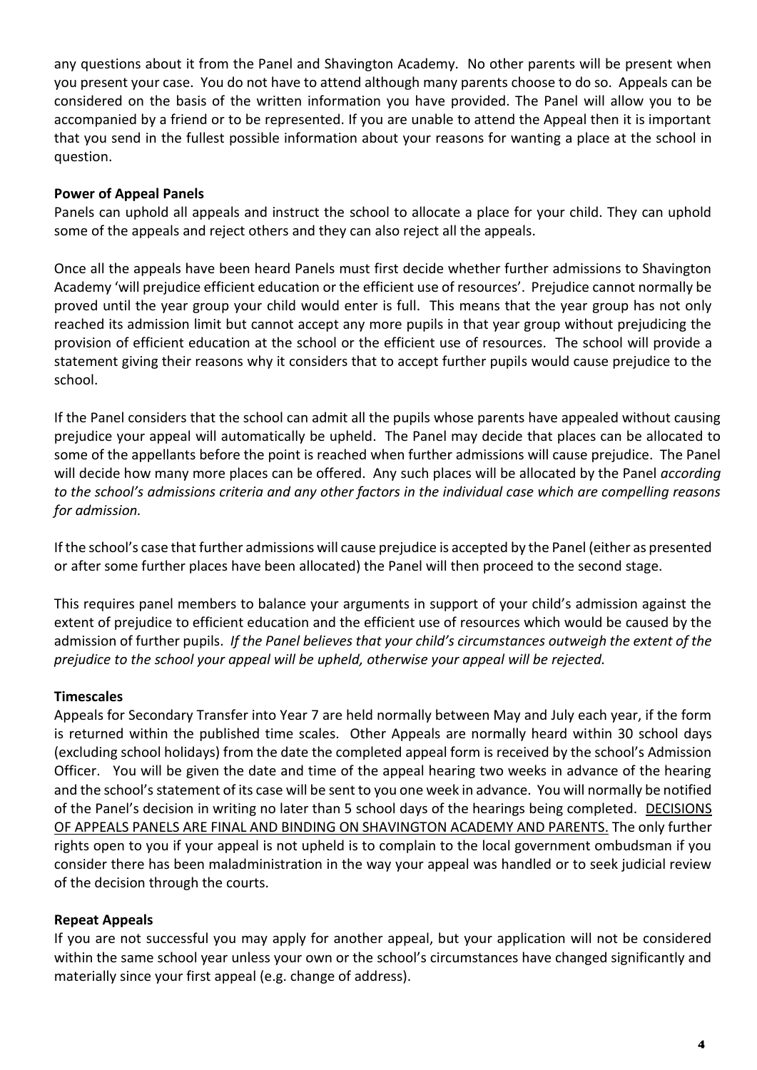any questions about it from the Panel and Shavington Academy. No other parents will be present when you present your case. You do not have to attend although many parents choose to do so. Appeals can be considered on the basis of the written information you have provided. The Panel will allow you to be accompanied by a friend or to be represented. If you are unable to attend the Appeal then it is important that you send in the fullest possible information about your reasons for wanting a place at the school in question.

**Power of Appeal Panels**

Panels can uphold all appeals and instruct the school to allocate a place for your child. They can uphold some of the appeals and reject others and they can also reject all the appeals.

Once all the appeals have been heard Panels must first decide whether further admissions to Shavington Academy 'will prejudice efficient education or the efficient use of resources'. Prejudice cannot normally be proved until the year group your child would enter is full. This means that the year group has not only reached its admission limit but cannot accept any more pupils in that year group without prejudicing the provision of efficient education at the school or the efficient use of resources. The school will provide a statement giving their reasons why it considers that to accept further pupils would cause prejudice to the school.

If the Panel considers that the school can admit all the pupils whose parents have appealed without causing prejudice your appeal will automatically be upheld. The Panel may decide that places can be allocated to some of the appellants before the point is reached when further admissions will cause prejudice. The Panel will decide how many more places can be offered. Any such places will be allocated by the Panel *according to the school's admissions criteria and any other factors in the individual case which are compelling reasons for admission.*

If the school's case that further admissions will cause prejudice is accepted by the Panel (either as presented or after some further places have been allocated) the Panel will then proceed to the second stage.

This requires panel members to balance your arguments in support of your child's admission against the extent of prejudice to efficient education and the efficient use of resources which would be caused by the admission of further pupils. *If the Panel believes that your child's circumstances outweigh the extent of the prejudice to the school your appeal will be upheld, otherwise your appeal will be rejected.*

**Timescales**

Appeals for Secondary Transfer into Year 7 are held normally between May and July each year, if the form is returned within the published time scales. Other Appeals are normally heard within 30 school days (excluding school holidays) from the date the completed appeal form is received by the school's Admission Officer. You will be given the date and time of the appeal hearing two weeks in advance of the hearing and the school's statement of its case will be sent to you one week in advance. You will normally be notified of the Panel's decision in writing no later than 5 school days of the hearings being completed. <u>DECISIONS OF APPEALS PANELS ARE FINAL AND BINDING ON SHAVINGTON ACADEMY AND PARENTS.</u> The only further rights open to you if your appeal is not upheld is to complain to the local government ombudsman if you consider there has been maladministration in the way your appeal was handled or to seek judicial review of the decision through the courts.

**Repeat Appeals**

If you are not successful you may apply for another appeal, but your application will not be considered within the same school year unless your own or the school's circumstances have changed significantly and materially since your first appeal (e.g. change of address).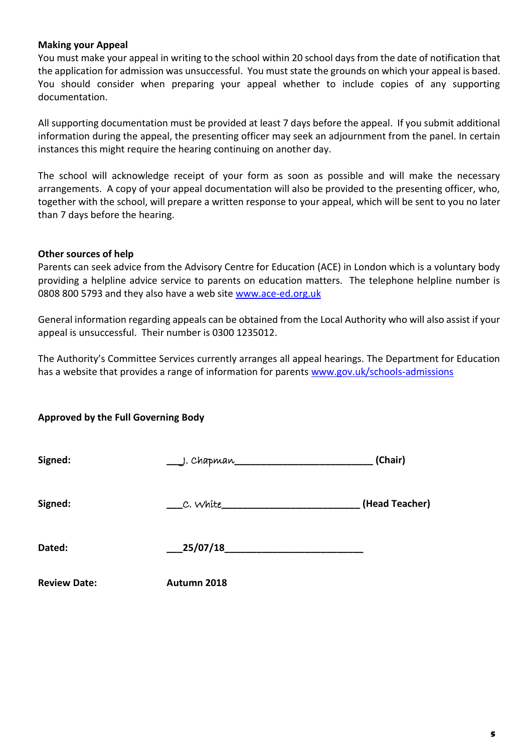**Making your Appeal**

You must make your appeal in writing to the school within 20 school days from the date of notification that the application for admission was unsuccessful. You must state the grounds on which your appeal is based. You should consider when preparing your appeal whether to include copies of any supporting documentation.

All supporting documentation must be provided at least 7 days before the appeal. If you submit additional information during the appeal, the presenting officer may seek an adjournment from the panel. In certain instances this might require the hearing continuing on another day.

The school will acknowledge receipt of your form as soon as possible and will make the necessary arrangements. A copy of your appeal documentation will also be provided to the presenting officer, who, together with the school, will prepare a written response to your appeal, which will be sent to you no later than 7 days before the hearing.

**Other sources of help**

Parents can seek advice from the Advisory Centre for Education (ACE) in London which is a voluntary body providing a helpline advice service to parents on education matters. The telephone helpline number is 0808 800 5793 and they also have a web site www.ace-ed.org.uk

General information regarding appeals can be obtained from the Local Authority who will also assist if your appeal is unsuccessful. Their number is 0300 1235012.

The Authority's Committee Services currently arranges all appeal hearings. The Department for Education has a website that provides a range of information for parents www.gov.uk/schools-admissions

**Approved by the Full Governing Body**

**Signed:** ___J. Chapman___________________________ **(Chair)**

**Signed:** ___C. White___________________________ **(Head Teacher)**

**Dated:** ___25/07/18___________________________

**Review Date:** **Autumn 2018**